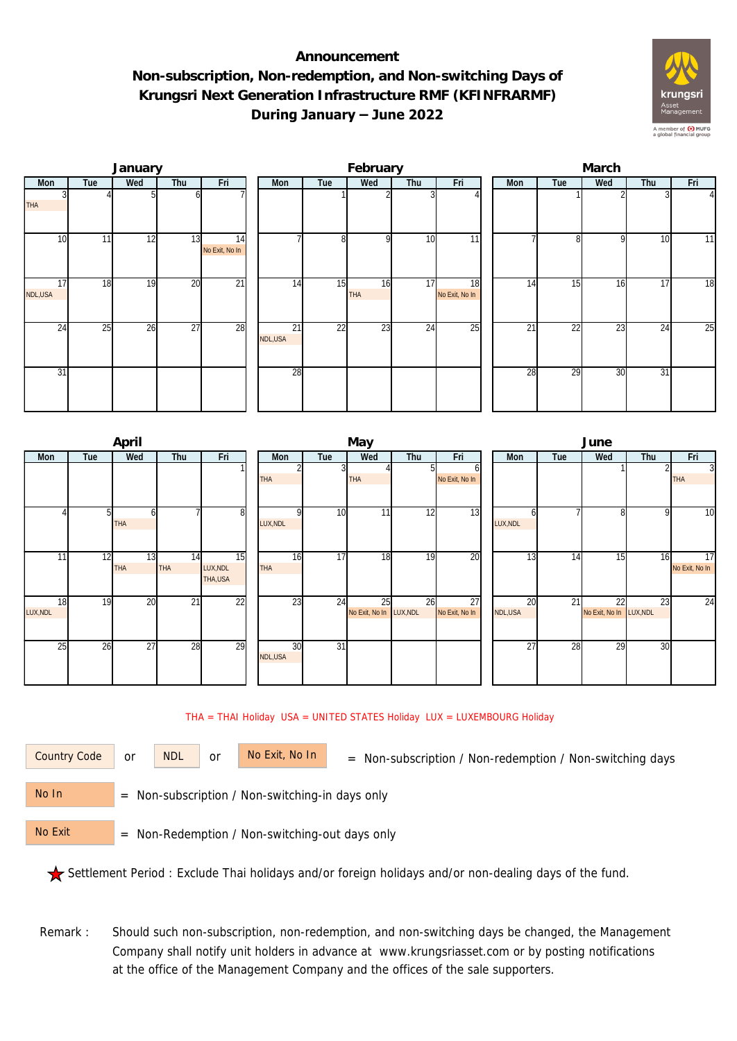# Announcement

## Non-subscription, Non-redemption, and Non-switching Days of Krungsri Next Generation Infrastructure RMF (KFINFRARMF) During January – June 2022

### January

| Mon | Tue | Wed | Thu | Fri |
|---|---|---|---|---|
| 3 THA | 4 | 5 | 6 | 7 |
| 10 | 11 | 12 | 13 | 14 No Exit, No In |
| 17 NDL,USA | 18 | 19 | 20 | 21 |
| 24 | 25 | 26 | 27 | 28 |
| 31 | | | | |

### February

| Mon | Tue | Wed | Thu | Fri |
|---|---|---|---|---|
| | 1 | 2 | 3 | 4 |
| 7 | 8 | 9 | 10 | 11 |
| 14 | 15 | 16 THA | 17 | 18 No Exit, No In |
| 21 NDL,USA | 22 | 23 | 24 | 25 |
| 28 | | | | |

### March

| Mon | Tue | Wed | Thu | Fri |
|---|---|---|---|---|
| | 1 | 2 | 3 | 4 |
| 7 | 8 | 9 | 10 | 11 |
| 14 | 15 | 16 | 17 | 18 |
| 21 | 22 | 23 | 24 | 25 |
| 28 | 29 | 30 | 31 | |

### April

| Mon | Tue | Wed | Thu | Fri |
|---|---|---|---|---|
| | | | | 1 |
| 4 | 5 | 6 THA | 7 | 8 |
| 11 | 12 | 13 THA | 14 THA | 15 LUX,NDL THA,USA |
| 18 LUX,NDL | 19 | 20 | 21 | 22 |
| 25 | 26 | 27 | 28 | 29 |

### May

| Mon | Tue | Wed | Thu | Fri |
|---|---|---|---|---|
| 2 THA | 3 | 4 THA | 5 | 6 No Exit, No In |
| 9 LUX,NDL | 10 | 11 | 12 | 13 |
| 16 THA | 17 | 18 | 19 | 20 |
| 23 | 24 | 25 No Exit, No In | 26 LUX,NDL | 27 No Exit, No In |
| 30 NDL,USA | 31 | | | |

### June

| Mon | Tue | Wed | Thu | Fri |
|---|---|---|---|---|
| | | 1 | 2 | 3 THA |
| 6 LUX,NDL | 7 | 8 | 9 | 10 |
| 13 | 14 | 15 | 16 | 17 No Exit, No In |
| 20 NDL,USA | 21 | 22 No Exit, No In | 23 LUX,NDL | 24 |
| 27 | 28 | 29 | 30 | |

THA = THAI Holiday USA = UNITED STATES Holiday LUX = LUXEMBOURG Holiday

Country Code or NDL or No Exit, No In = Non-subscription / Non-redemption / Non-switching days

No In = Non-subscription / Non-switching-in days only

No Exit = Non-Redemption / Non-switching-out days only

★ Settlement Period : Exclude Thai holidays and/or foreign holidays and/or non-dealing days of the fund.

Remark : Should such non-subscription, non-redemption, and non-switching days be changed, the Management Company shall notify unit holders in advance at www.krungsriasset.com or by posting notifications at the office of the Management Company and the offices of the sale supporters.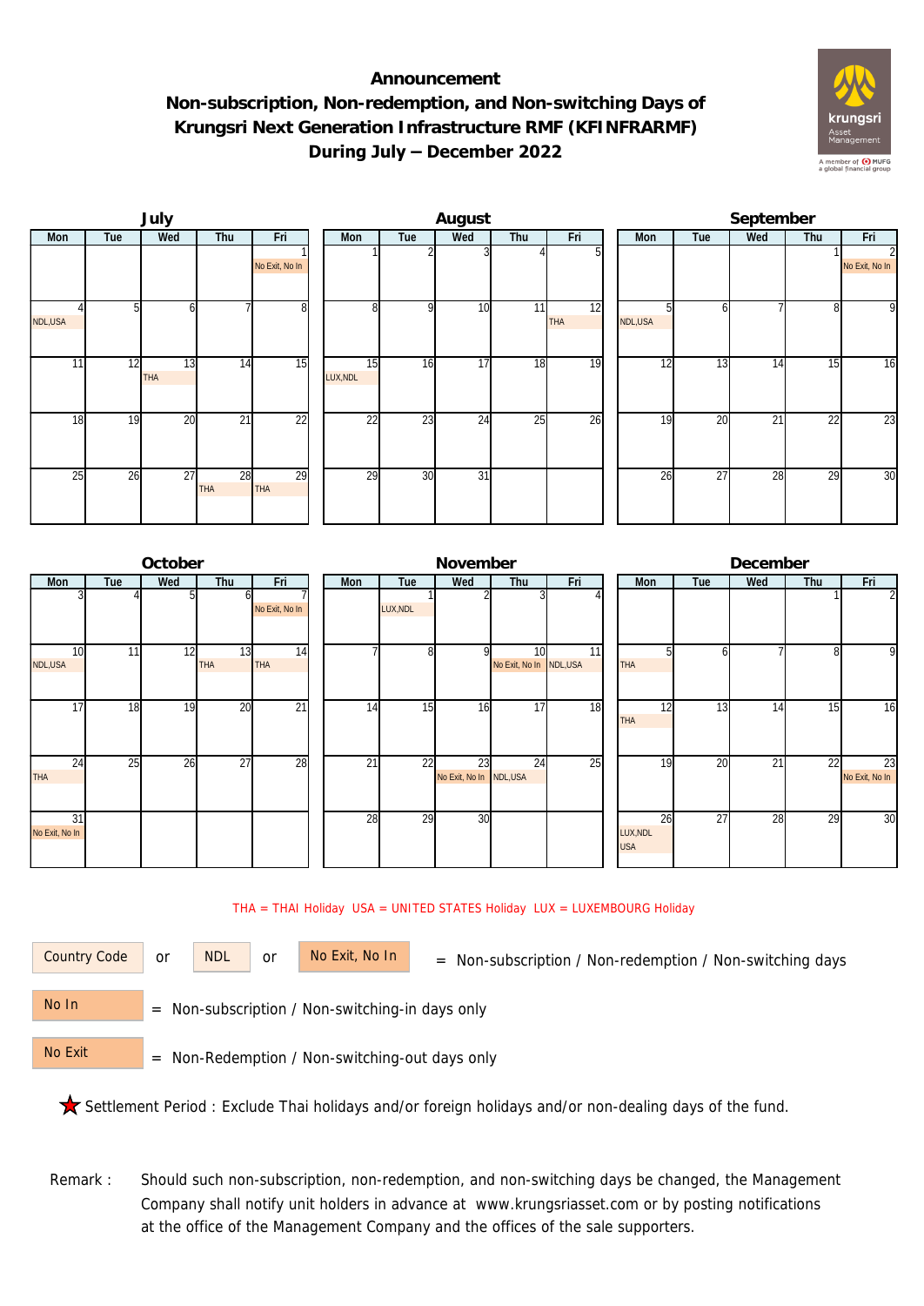# Announcement

## Non-subscription, Non-redemption, and Non-switching Days of Krungsri Next Generation Infrastructure RMF (KFINFRARMF) During July – December 2022

### July

| Mon | Tue | Wed | Thu | Fri |
|---|---|---|---|---|
| | | | | 1 No Exit, No In |
| 4 NDL,USA | 5 | 6 | 7 | 8 |
| 11 | 12 | 13 THA | 14 | 15 |
| 18 | 19 | 20 | 21 | 22 |
| 25 | 26 | 27 | 28 THA | 29 THA |

### August

| Mon | Tue | Wed | Thu | Fri |
|---|---|---|---|---|
| 1 | 2 | 3 | 4 | 5 |
| 8 | 9 | 10 | 11 | 12 THA |
| 15 LUX,NDL | 16 | 17 | 18 | 19 |
| 22 | 23 | 24 | 25 | 26 |
| 29 | 30 | 31 | | |

### September

| Mon | Tue | Wed | Thu | Fri |
|---|---|---|---|---|
| | | | 1 | 2 No Exit, No In |
| 5 NDL,USA | 6 | 7 | 8 | 9 |
| 12 | 13 | 14 | 15 | 16 |
| 19 | 20 | 21 | 22 | 23 |
| 26 | 27 | 28 | 29 | 30 |

### October

| Mon | Tue | Wed | Thu | Fri |
|---|---|---|---|---|
| 3 | 4 | 5 | 6 | 7 No Exit, No In |
| 10 NDL,USA | 11 | 12 | 13 THA | 14 THA |
| 17 | 18 | 19 | 20 | 21 |
| 24 THA | 25 | 26 | 27 | 28 |
| 31 No Exit, No In | | | | |

### November

| Mon | Tue | Wed | Thu | Fri |
|---|---|---|---|---|
| | 1 LUX,NDL | 2 | 3 | 4 |
| 7 | 8 | 9 | 10 No Exit, No In | 11 NDL,USA |
| 14 | 15 | 16 | 17 | 18 |
| 21 | 22 | 23 No Exit, No In | 24 NDL,USA | 25 |
| 28 | 29 | 30 | | |

### December

| Mon | Tue | Wed | Thu | Fri |
|---|---|---|---|---|
| | | | 1 | 2 |
| 5 THA | 6 | 7 | 8 | 9 |
| 12 THA | 13 | 14 | 15 | 16 |
| 19 | 20 | 21 | 22 | 23 No Exit, No In |
| 26 LUX,NDL USA | 27 | 28 | 29 | 30 |

THA = THAI Holiday USA = UNITED STATES Holiday LUX = LUXEMBOURG Holiday

Country Code or NDL or No Exit, No In = Non-subscription / Non-redemption / Non-switching days

No In = Non-subscription / Non-switching-in days only

No Exit = Non-Redemption / Non-switching-out days only

★ Settlement Period : Exclude Thai holidays and/or foreign holidays and/or non-dealing days of the fund.

Remark : Should such non-subscription, non-redemption, and non-switching days be changed, the Management Company shall notify unit holders in advance at www.krungsriasset.com or by posting notifications at the office of the Management Company and the offices of the sale supporters.